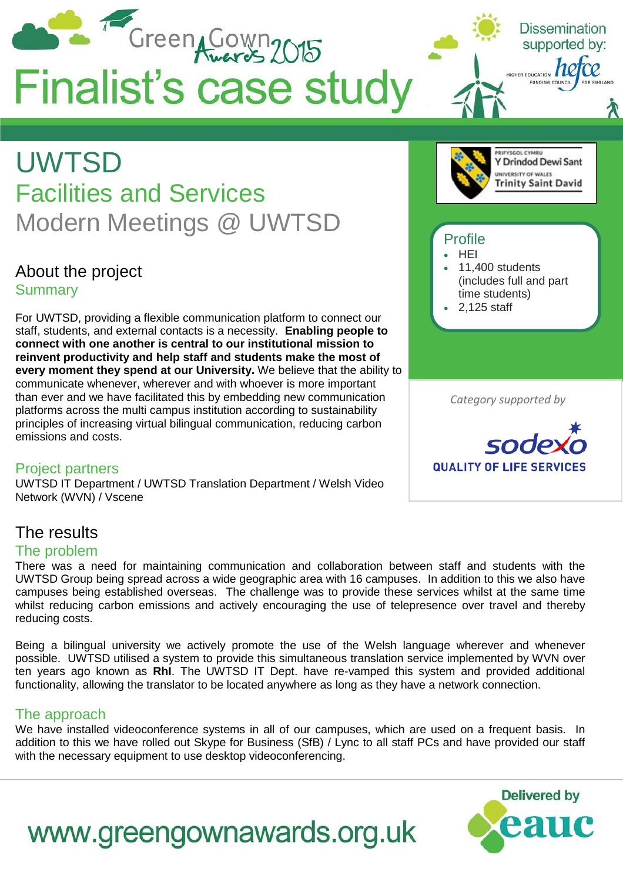# Green Gown Awards 2015 Finalist's case study

Dissemination supported by: hefce

# UWTSD

## Facilities and Services

## Modern Meetings @ UWTSD

### About the project

#### Summary

For UWTSD, providing a flexible communication platform to connect our staff, students, and external contacts is a necessity. **Enabling people to connect with one another is central to our institutional mission to reinvent productivity and help staff and students make the most of every moment they spend at our University.** We believe that the ability to communicate whenever, wherever and with whoever is more important than ever and we have facilitated this by embedding new communication platforms across the multi campus institution according to sustainability principles of increasing virtual bilingual communication, reducing carbon emissions and costs.

#### Project partners

UWTSD IT Department / UWTSD Translation Department / Welsh Video Network (WVN) / Vscene

Prifysgol Cymru Y Drindod Dewi Sant / University of Wales Trinity Saint David

**Profile**

- HEI
- 11,400 students (includes full and part time students)
- 2,125 staff

*Category supported by* Sodexo Quality of Life Services

### The results

#### The problem

There was a need for maintaining communication and collaboration between staff and students with the UWTSD Group being spread across a wide geographic area with 16 campuses. In addition to this we also have campuses being established overseas. The challenge was to provide these services whilst at the same time whilst reducing carbon emissions and actively encouraging the use of telepresence over travel and thereby reducing costs.

Being a bilingual university we actively promote the use of the Welsh language wherever and whenever possible. UWTSD utilised a system to provide this simultaneous translation service implemented by WVN over ten years ago known as **RhI**. The UWTSD IT Dept. have re-vamped this system and provided additional functionality, allowing the translator to be located anywhere as long as they have a network connection.

#### The approach

We have installed videoconference systems in all of our campuses, which are used on a frequent basis. In addition to this we have rolled out Skype for Business (SfB) / Lync to all staff PCs and have provided our staff with the necessary equipment to use desktop videoconferencing.

www.greengownawards.org.uk

Delivered by eauc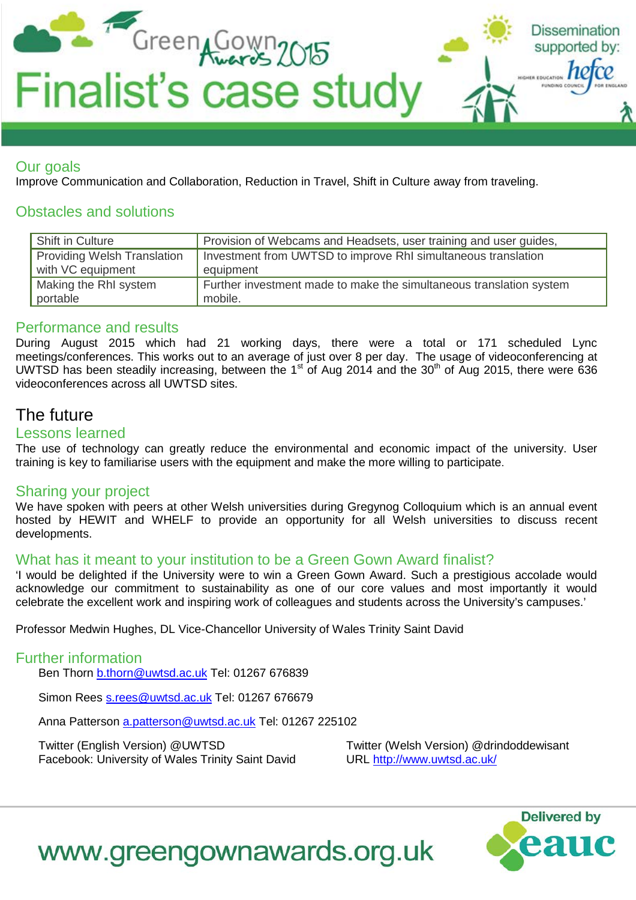# Finalist's case study

## Our goals

Improve Communication and Collaboration, Reduction in Travel, Shift in Culture away from traveling.

## Obstacles and solutions

| | |
|---|---|
| Shift in Culture | Provision of Webcams and Headsets, user training and user guides, |
| Providing Welsh Translation with VC equipment | Investment from UWTSD to improve RhI simultaneous translation equipment |
| Making the RhI system portable | Further investment made to make the simultaneous translation system mobile. |

## Performance and results

During August 2015 which had 21 working days, there were a total or 171 scheduled Lync meetings/conferences. This works out to an average of just over 8 per day. The usage of videoconferencing at UWTSD has been steadily increasing, between the 1st of Aug 2014 and the 30th of Aug 2015, there were 636 videoconferences across all UWTSD sites.

# The future

## Lessons learned

The use of technology can greatly reduce the environmental and economic impact of the university. User training is key to familiarise users with the equipment and make the more willing to participate.

## Sharing your project

We have spoken with peers at other Welsh universities during Gregynog Colloquium which is an annual event hosted by HEWIT and WHELF to provide an opportunity for all Welsh universities to discuss recent developments.

## What has it meant to your institution to be a Green Gown Award finalist?

'I would be delighted if the University were to win a Green Gown Award. Such a prestigious accolade would acknowledge our commitment to sustainability as one of our core values and most importantly it would celebrate the excellent work and inspiring work of colleagues and students across the University's campuses.'

Professor Medwin Hughes, DL Vice-Chancellor University of Wales Trinity Saint David

## Further information

Ben Thorn b.thorn@uwtsd.ac.uk Tel: 01267 676839

Simon Rees s.rees@uwtsd.ac.uk Tel: 01267 676679

Anna Patterson a.patterson@uwtsd.ac.uk Tel: 01267 225102

Twitter (English Version) @UWTSD
Facebook: University of Wales Trinity Saint David

Twitter (Welsh Version) @drindoddewisant
URL http://www.uwtsd.ac.uk/

www.greengownawards.org.uk